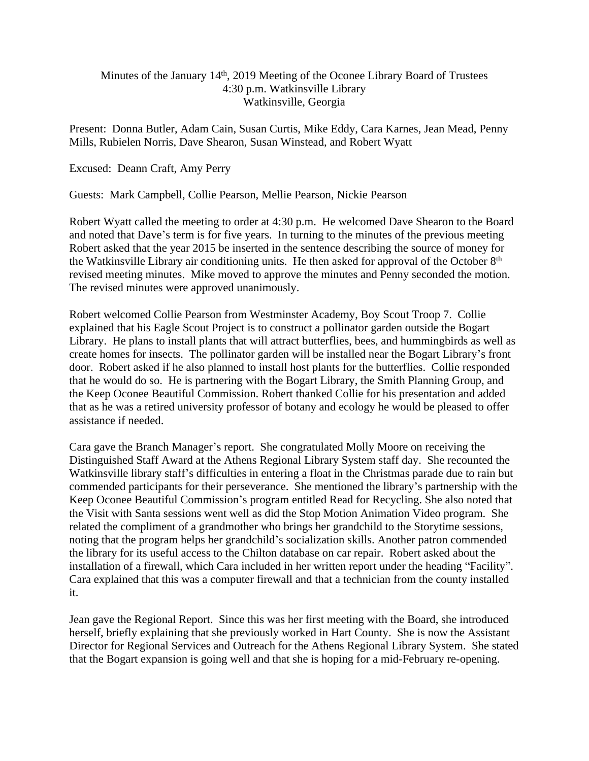Minutes of the January 14th, 2019 Meeting of the Oconee Library Board of Trustees
4:30 p.m. Watkinsville Library
Watkinsville, Georgia

Present: Donna Butler, Adam Cain, Susan Curtis, Mike Eddy, Cara Karnes, Jean Mead, Penny Mills, Rubielen Norris, Dave Shearon, Susan Winstead, and Robert Wyatt

Excused: Deann Craft, Amy Perry

Guests: Mark Campbell, Collie Pearson, Mellie Pearson, Nickie Pearson

Robert Wyatt called the meeting to order at 4:30 p.m. He welcomed Dave Shearon to the Board and noted that Dave's term is for five years. In turning to the minutes of the previous meeting Robert asked that the year 2015 be inserted in the sentence describing the source of money for the Watkinsville Library air conditioning units. He then asked for approval of the October 8th revised meeting minutes. Mike moved to approve the minutes and Penny seconded the motion. The revised minutes were approved unanimously.

Robert welcomed Collie Pearson from Westminster Academy, Boy Scout Troop 7. Collie explained that his Eagle Scout Project is to construct a pollinator garden outside the Bogart Library. He plans to install plants that will attract butterflies, bees, and hummingbirds as well as create homes for insects. The pollinator garden will be installed near the Bogart Library's front door. Robert asked if he also planned to install host plants for the butterflies. Collie responded that he would do so. He is partnering with the Bogart Library, the Smith Planning Group, and the Keep Oconee Beautiful Commission. Robert thanked Collie for his presentation and added that as he was a retired university professor of botany and ecology he would be pleased to offer assistance if needed.

Cara gave the Branch Manager's report. She congratulated Molly Moore on receiving the Distinguished Staff Award at the Athens Regional Library System staff day. She recounted the Watkinsville library staff's difficulties in entering a float in the Christmas parade due to rain but commended participants for their perseverance. She mentioned the library's partnership with the Keep Oconee Beautiful Commission's program entitled Read for Recycling. She also noted that the Visit with Santa sessions went well as did the Stop Motion Animation Video program. She related the compliment of a grandmother who brings her grandchild to the Storytime sessions, noting that the program helps her grandchild's socialization skills. Another patron commended the library for its useful access to the Chilton database on car repair. Robert asked about the installation of a firewall, which Cara included in her written report under the heading "Facility". Cara explained that this was a computer firewall and that a technician from the county installed it.

Jean gave the Regional Report. Since this was her first meeting with the Board, she introduced herself, briefly explaining that she previously worked in Hart County. She is now the Assistant Director for Regional Services and Outreach for the Athens Regional Library System. She stated that the Bogart expansion is going well and that she is hoping for a mid-February re-opening.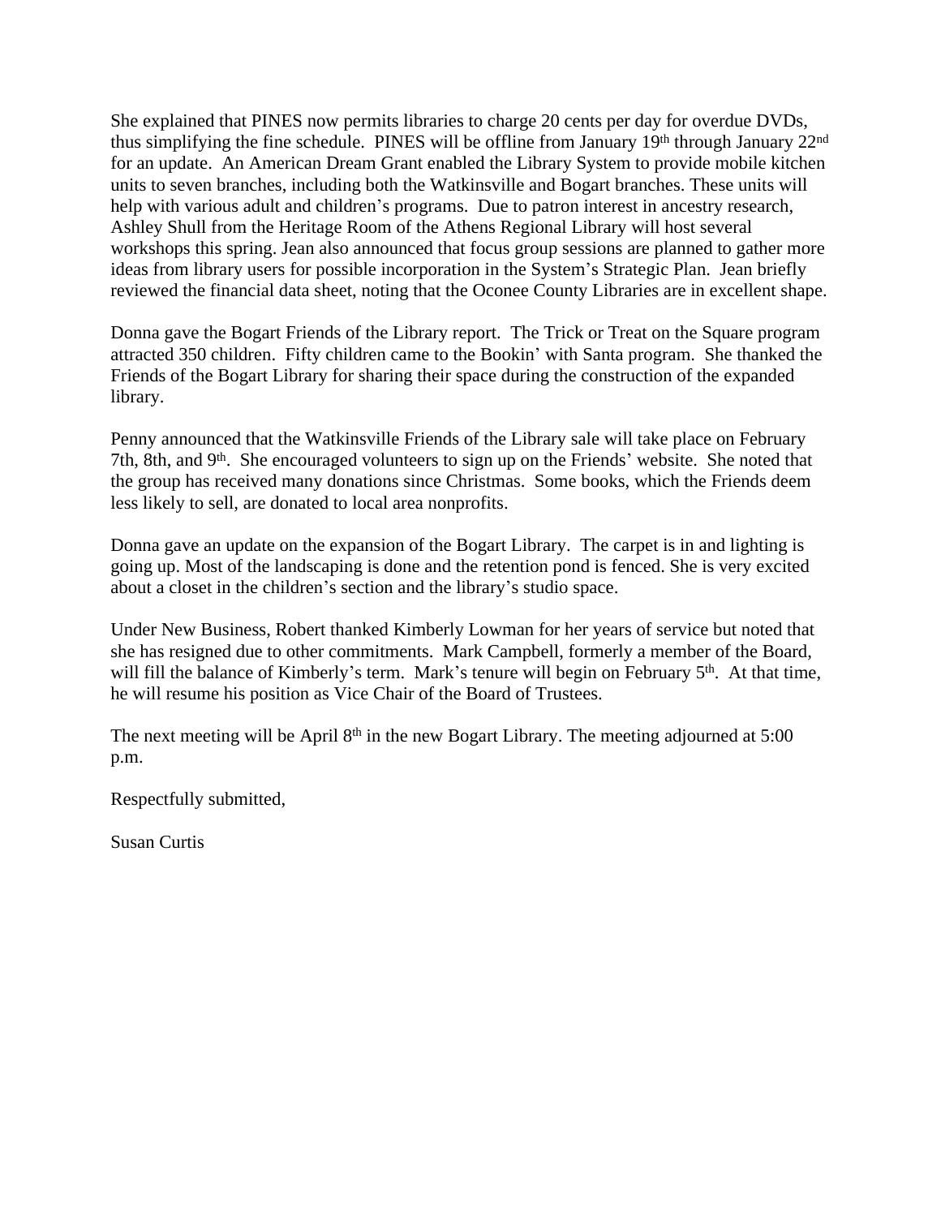She explained that PINES now permits libraries to charge 20 cents per day for overdue DVDs, thus simplifying the fine schedule. PINES will be offline from January 19th through January 22nd for an update. An American Dream Grant enabled the Library System to provide mobile kitchen units to seven branches, including both the Watkinsville and Bogart branches. These units will help with various adult and children's programs. Due to patron interest in ancestry research, Ashley Shull from the Heritage Room of the Athens Regional Library will host several workshops this spring. Jean also announced that focus group sessions are planned to gather more ideas from library users for possible incorporation in the System's Strategic Plan. Jean briefly reviewed the financial data sheet, noting that the Oconee County Libraries are in excellent shape.

Donna gave the Bogart Friends of the Library report. The Trick or Treat on the Square program attracted 350 children. Fifty children came to the Bookin' with Santa program. She thanked the Friends of the Bogart Library for sharing their space during the construction of the expanded library.

Penny announced that the Watkinsville Friends of the Library sale will take place on February 7th, 8th, and 9th. She encouraged volunteers to sign up on the Friends' website. She noted that the group has received many donations since Christmas. Some books, which the Friends deem less likely to sell, are donated to local area nonprofits.

Donna gave an update on the expansion of the Bogart Library. The carpet is in and lighting is going up. Most of the landscaping is done and the retention pond is fenced. She is very excited about a closet in the children's section and the library's studio space.

Under New Business, Robert thanked Kimberly Lowman for her years of service but noted that she has resigned due to other commitments. Mark Campbell, formerly a member of the Board, will fill the balance of Kimberly's term. Mark's tenure will begin on February 5th. At that time, he will resume his position as Vice Chair of the Board of Trustees.

The next meeting will be April 8th in the new Bogart Library. The meeting adjourned at 5:00 p.m.

Respectfully submitted,

Susan Curtis